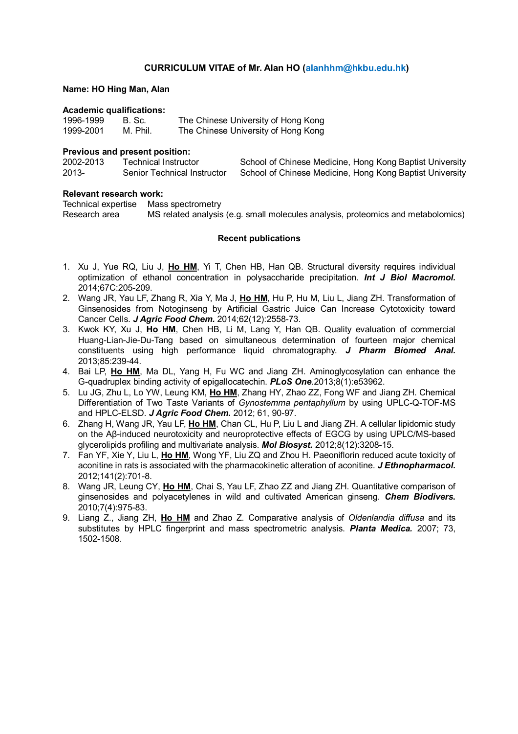**CURRICULUM VITAE of Mr. Alan HO (alanhhm@hkbu.edu.hk)**

**Name: HO Hing Man, Alan**

**Academic qualifications:**

| | | |
|---|---|---|
| 1996-1999 | B. Sc. | The Chinese University of Hong Kong |
| 1999-2001 | M. Phil. | The Chinese University of Hong Kong |

**Previous and present position:**

| | | |
|---|---|---|
| 2002-2013 | Technical Instructor | School of Chinese Medicine, Hong Kong Baptist University |
| 2013- | Senior Technical Instructor | School of Chinese Medicine, Hong Kong Baptist University |

**Relevant research work:**

| | |
|---|---|
| Technical expertise | Mass spectrometry |
| Research area | MS related analysis (e.g. small molecules analysis, proteomics and metabolomics) |

**Recent publications**

1. Xu J, Yue RQ, Liu J, **Ho HM**, Yi T, Chen HB, Han QB. Structural diversity requires individual optimization of ethanol concentration in polysaccharide precipitation. ***Int J Biol Macromol.*** 2014;67C:205-209.
2. Wang JR, Yau LF, Zhang R, Xia Y, Ma J, **Ho HM**, Hu P, Hu M, Liu L, Jiang ZH. Transformation of Ginsenosides from Notoginseng by Artificial Gastric Juice Can Increase Cytotoxicity toward Cancer Cells. ***J Agric Food Chem.*** 2014;62(12):2558-73.
3. Kwok KY, Xu J, **Ho HM**, Chen HB, Li M, Lang Y, Han QB. Quality evaluation of commercial Huang-Lian-Jie-Du-Tang based on simultaneous determination of fourteen major chemical constituents using high performance liquid chromatography. ***J Pharm Biomed Anal.*** 2013;85:239-44.
4. Bai LP, **Ho HM**, Ma DL, Yang H, Fu WC and Jiang ZH. Aminoglycosylation can enhance the G-quadruplex binding activity of epigallocatechin. ***PLoS One***.2013;8(1):e53962.
5. Lu JG, Zhu L, Lo YW, Leung KM, **Ho HM**, Zhang HY, Zhao ZZ, Fong WF and Jiang ZH. Chemical Differentiation of Two Taste Variants of *Gynostemma pentaphyllum* by using UPLC-Q-TOF-MS and HPLC-ELSD. ***J Agric Food Chem.*** 2012; 61, 90-97.
6. Zhang H, Wang JR, Yau LF, **Ho HM**, Chan CL, Hu P, Liu L and Jiang ZH. A cellular lipidomic study on the Aβ-induced neurotoxicity and neuroprotective effects of EGCG by using UPLC/MS-based glycerolipids profiling and multivariate analysis. ***Mol Biosyst.*** 2012;8(12):3208-15.
7. Fan YF, Xie Y, Liu L, **Ho HM**, Wong YF, Liu ZQ and Zhou H. Paeoniflorin reduced acute toxicity of aconitine in rats is associated with the pharmacokinetic alteration of aconitine. ***J Ethnopharmacol.*** 2012;141(2):701-8.
8. Wang JR, Leung CY, **Ho HM**, Chai S, Yau LF, Zhao ZZ and Jiang ZH. Quantitative comparison of ginsenosides and polyacetylenes in wild and cultivated American ginseng. ***Chem Biodivers.*** 2010;7(4):975-83.
9. Liang Z., Jiang ZH, **Ho HM** and Zhao Z. Comparative analysis of *Oldenlandia diffusa* and its substitutes by HPLC fingerprint and mass spectrometric analysis. ***Planta Medica.*** 2007; 73, 1502-1508.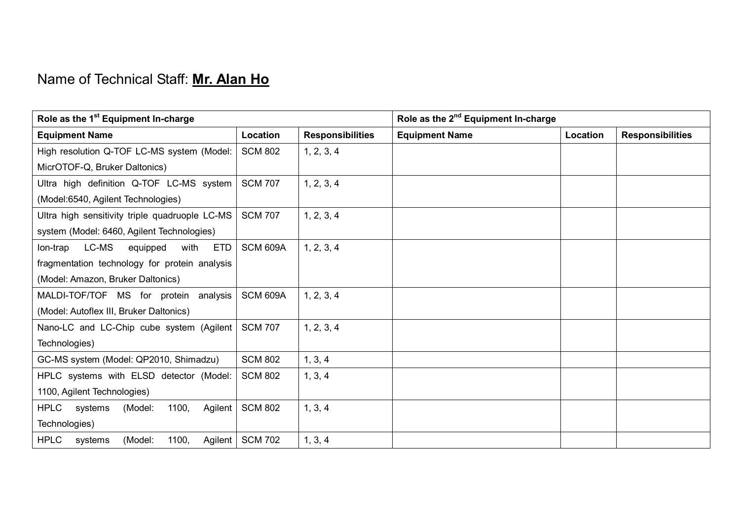Name of Technical Staff: **Mr. Alan Ho**

| Role as the 1st Equipment In-charge | | | Role as the 2nd Equipment In-charge | | |
|---|---|---|---|---|---|
| **Equipment Name** | **Location** | **Responsibilities** | **Equipment Name** | **Location** | **Responsibilities** |
| High resolution Q-TOF LC-MS system (Model: MicrOTOF-Q, Bruker Daltonics) | SCM 802 | 1, 2, 3, 4 | | | |
| Ultra high definition Q-TOF LC-MS system (Model:6540, Agilent Technologies) | SCM 707 | 1, 2, 3, 4 | | | |
| Ultra high sensitivity triple quadruople LC-MS system (Model: 6460, Agilent Technologies) | SCM 707 | 1, 2, 3, 4 | | | |
| Ion-trap LC-MS equipped with ETD fragmentation technology for protein analysis (Model: Amazon, Bruker Daltonics) | SCM 609A | 1, 2, 3, 4 | | | |
| MALDI-TOF/TOF MS for protein analysis (Model: Autoflex III, Bruker Daltonics) | SCM 609A | 1, 2, 3, 4 | | | |
| Nano-LC and LC-Chip cube system (Agilent Technologies) | SCM 707 | 1, 2, 3, 4 | | | |
| GC-MS system (Model: QP2010, Shimadzu) | SCM 802 | 1, 3, 4 | | | |
| HPLC systems with ELSD detector (Model: 1100, Agilent Technologies) | SCM 802 | 1, 3, 4 | | | |
| HPLC systems (Model: 1100, Agilent Technologies) | SCM 802 | 1, 3, 4 | | | |
| HPLC systems (Model: 1100, Agilent | SCM 702 | 1, 3, 4 | | | |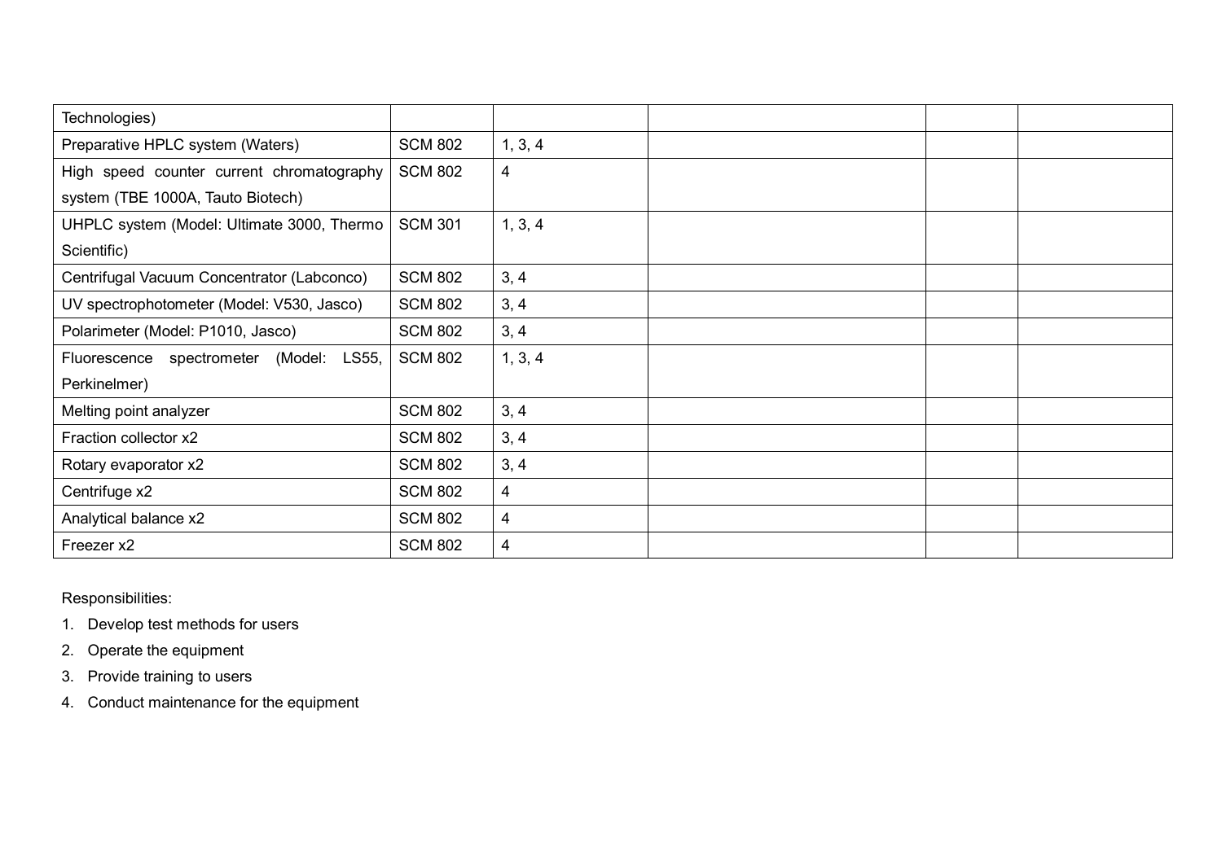| | | | | | |
|---|---|---|---|---|---|
| Technologies) | | | | | |
| Preparative HPLC system (Waters) | SCM 802 | 1, 3, 4 | | | |
| High speed counter current chromatography system (TBE 1000A, Tauto Biotech) | SCM 802 | 4 | | | |
| UHPLC system (Model: Ultimate 3000, Thermo Scientific) | SCM 301 | 1, 3, 4 | | | |
| Centrifugal Vacuum Concentrator (Labconco) | SCM 802 | 3, 4 | | | |
| UV spectrophotometer (Model: V530, Jasco) | SCM 802 | 3, 4 | | | |
| Polarimeter (Model: P1010, Jasco) | SCM 802 | 3, 4 | | | |
| Fluorescence spectrometer (Model: LS55, Perkinelmer) | SCM 802 | 1, 3, 4 | | | |
| Melting point analyzer | SCM 802 | 3, 4 | | | |
| Fraction collector x2 | SCM 802 | 3, 4 | | | |
| Rotary evaporator x2 | SCM 802 | 3, 4 | | | |
| Centrifuge x2 | SCM 802 | 4 | | | |
| Analytical balance x2 | SCM 802 | 4 | | | |
| Freezer x2 | SCM 802 | 4 | | | |

Responsibilities:

1. Develop test methods for users
2. Operate the equipment
3. Provide training to users
4. Conduct maintenance for the equipment